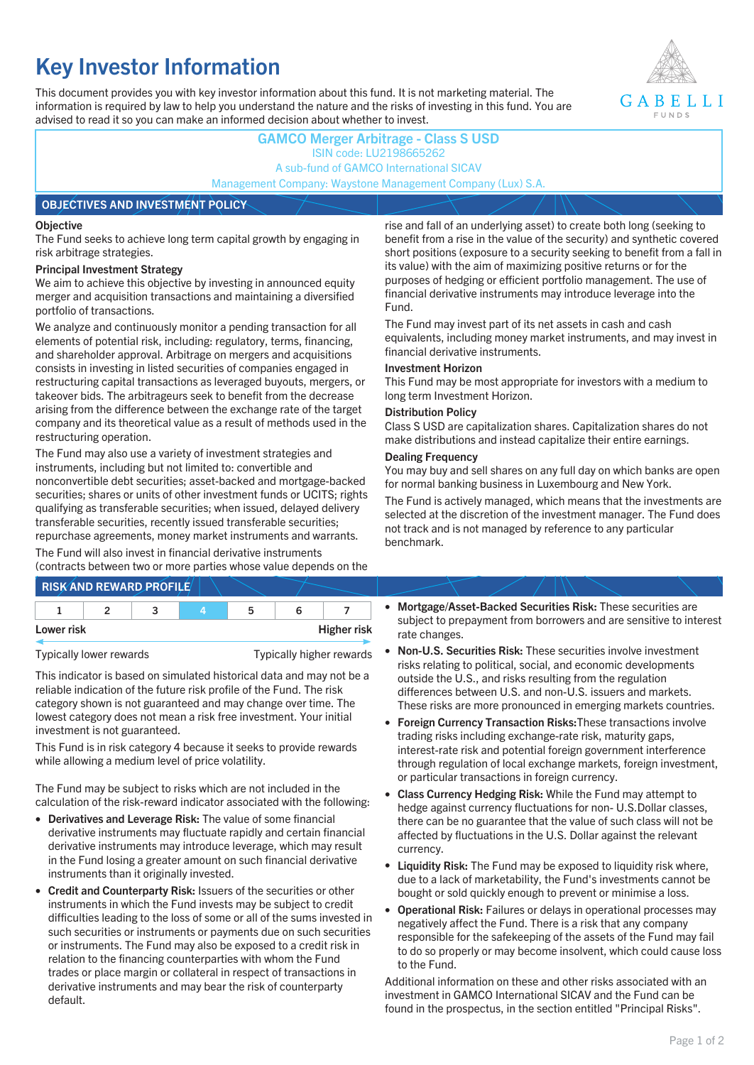# Key Investor Information

This document provides you with key investor information about this fund. It is not marketing material. The information is required by law to help you understand the nature and the risks of investing in this fund. You are advised to read it so you can make an informed decision about whether to invest.

GABELLI FUNDS

**GAMCO Merger Arbitrage - Class S USD**
ISIN code: LU2198665262
A sub-fund of GAMCO International SICAV
Management Company: Waystone Management Company (Lux) S.A.

## OBJECTIVES AND INVESTMENT POLICY

### Objective

The Fund seeks to achieve long term capital growth by engaging in risk arbitrage strategies.

### Principal Investment Strategy

We aim to achieve this objective by investing in announced equity merger and acquisition transactions and maintaining a diversified portfolio of transactions.

We analyze and continuously monitor a pending transaction for all elements of potential risk, including: regulatory, terms, financing, and shareholder approval. Arbitrage on mergers and acquisitions consists in investing in listed securities of companies engaged in restructuring capital transactions as leveraged buyouts, mergers, or takeover bids. The arbitrageurs seek to benefit from the decrease arising from the difference between the exchange rate of the target company and its theoretical value as a result of methods used in the restructuring operation.

The Fund may also use a variety of investment strategies and instruments, including but not limited to: convertible and nonconvertible debt securities; asset-backed and mortgage-backed securities; shares or units of other investment funds or UCITS; rights qualifying as transferable securities; when issued, delayed delivery transferable securities, recently issued transferable securities; repurchase agreements, money market instruments and warrants.

The Fund will also invest in financial derivative instruments (contracts between two or more parties whose value depends on the rise and fall of an underlying asset) to create both long (seeking to benefit from a rise in the value of the security) and synthetic covered short positions (exposure to a security seeking to benefit from a fall in its value) with the aim of maximizing positive returns or for the purposes of hedging or efficient portfolio management. The use of financial derivative instruments may introduce leverage into the Fund.

The Fund may invest part of its net assets in cash and cash equivalents, including money market instruments, and may invest in financial derivative instruments.

### Investment Horizon

This Fund may be most appropriate for investors with a medium to long term Investment Horizon.

### Distribution Policy

Class S USD are capitalization shares. Capitalization shares do not make distributions and instead capitalize their entire earnings.

### Dealing Frequency

You may buy and sell shares on any full day on which banks are open for normal banking business in Luxembourg and New York.

The Fund is actively managed, which means that the investments are selected at the discretion of the investment manager. The Fund does not track and is not managed by reference to any particular benchmark.

## RISK AND REWARD PROFILE

| 1 | 2 | 3 | **4** | 5 | 6 | 7 |
|---|---|---|---|---|---|---|

Lower risk — Higher risk

Typically lower rewards — Typically higher rewards

This indicator is based on simulated historical data and may not be a reliable indication of the future risk profile of the Fund. The risk category shown is not guaranteed and may change over time. The lowest category does not mean a risk free investment. Your initial investment is not guaranteed.

This Fund is in risk category 4 because it seeks to provide rewards while allowing a medium level of price volatility.

The Fund may be subject to risks which are not included in the calculation of the risk-reward indicator associated with the following:

- **Derivatives and Leverage Risk:** The value of some financial derivative instruments may fluctuate rapidly and certain financial derivative instruments may introduce leverage, which may result in the Fund losing a greater amount on such financial derivative instruments than it originally invested.
- **Credit and Counterparty Risk:** Issuers of the securities or other instruments in which the Fund invests may be subject to credit difficulties leading to the loss of some or all of the sums invested in such securities or instruments or payments due on such securities or instruments. The Fund may also be exposed to a credit risk in relation to the financing counterparties with whom the Fund trades or place margin or collateral in respect of transactions in derivative instruments and may bear the risk of counterparty default.
- **Mortgage/Asset-Backed Securities Risk:** These securities are subject to prepayment from borrowers and are sensitive to interest rate changes.
- **Non-U.S. Securities Risk:** These securities involve investment risks relating to political, social, and economic developments outside the U.S., and risks resulting from the regulation differences between U.S. and non-U.S. issuers and markets. These risks are more pronounced in emerging markets countries.
- **Foreign Currency Transaction Risks:**These transactions involve trading risks including exchange-rate risk, maturity gaps, interest-rate risk and potential foreign government interference through regulation of local exchange markets, foreign investment, or particular transactions in foreign currency.
- **Class Currency Hedging Risk:** While the Fund may attempt to hedge against currency fluctuations for non- U.S.Dollar classes, there can be no guarantee that the value of such class will not be affected by fluctuations in the U.S. Dollar against the relevant currency.
- **Liquidity Risk:** The Fund may be exposed to liquidity risk where, due to a lack of marketability, the Fund's investments cannot be bought or sold quickly enough to prevent or minimise a loss.
- **Operational Risk:** Failures or delays in operational processes may negatively affect the Fund. There is a risk that any company responsible for the safekeeping of the assets of the Fund may fail to do so properly or may become insolvent, which could cause loss to the Fund.

Additional information on these and other risks associated with an investment in GAMCO International SICAV and the Fund can be found in the prospectus, in the section entitled "Principal Risks".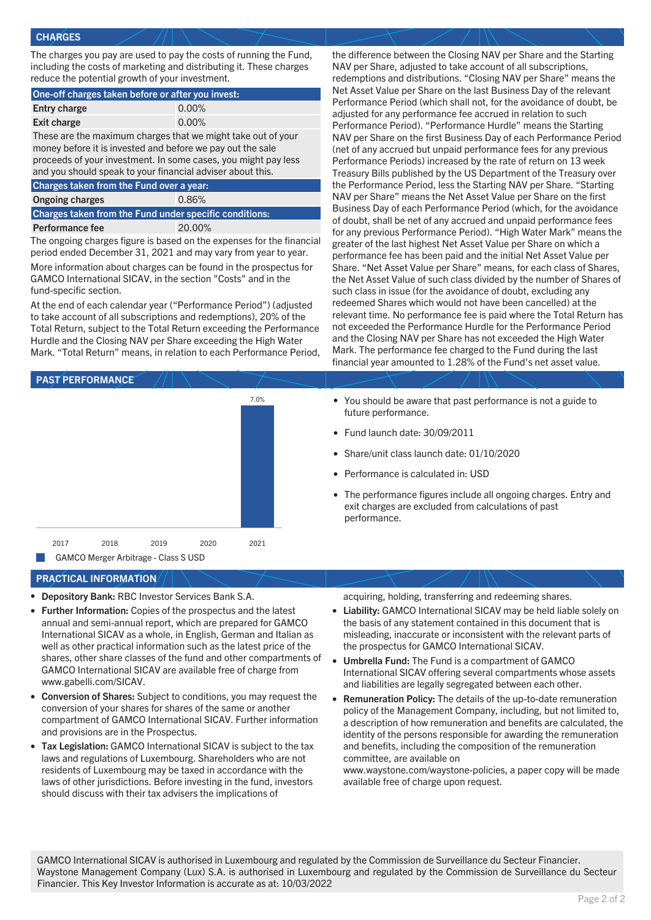## CHARGES

The charges you pay are used to pay the costs of running the Fund, including the costs of marketing and distributing it. These charges reduce the potential growth of your investment.

| One-off charges taken before or after you invest: | |
|---|---|
| **Entry charge** | 0.00% |
| **Exit charge** | 0.00% |
| These are the maximum charges that we might take out of your money before it is invested and before we pay out the sale proceeds of your investment. In some cases, you might pay less and you should speak to your financial adviser about this. | |
| **Charges taken from the Fund over a year:** | |
| **Ongoing charges** | 0.86% |
| **Charges taken from the Fund under specific conditions:** | |
| **Performance fee** | 20.00% |

The ongoing charges figure is based on the expenses for the financial period ended December 31, 2021 and may vary from year to year.

More information about charges can be found in the prospectus for GAMCO International SICAV, in the section "Costs" and in the fund-specific section.

At the end of each calendar year ("Performance Period") (adjusted to take account of all subscriptions and redemptions), 20% of the Total Return, subject to the Total Return exceeding the Performance Hurdle and the Closing NAV per Share exceeding the High Water Mark. "Total Return" means, in relation to each Performance Period, the difference between the Closing NAV per Share and the Starting NAV per Share, adjusted to take account of all subscriptions, redemptions and distributions. "Closing NAV per Share" means the Net Asset Value per Share on the last Business Day of the relevant Performance Period (which shall not, for the avoidance of doubt, be adjusted for any performance fee accrued in relation to such Performance Period). "Performance Hurdle" means the Starting NAV per Share on the first Business Day of each Performance Period (net of any accrued but unpaid performance fees for any previous Performance Periods) increased by the rate of return on 13 week Treasury Bills published by the US Department of the Treasury over the Performance Period, less the Starting NAV per Share. "Starting NAV per Share" means the Net Asset Value per Share on the first Business Day of each Performance Period (which, for the avoidance of doubt, shall be net of any accrued and unpaid performance fees for any previous Performance Period). "High Water Mark" means the greater of the last highest Net Asset Value per Share on which a performance fee has been paid and the initial Net Asset Value per Share. "Net Asset Value per Share" means, for each class of Shares, the Net Asset Value of such class divided by the number of Shares of such class in issue (for the avoidance of doubt, excluding any redeemed Shares which would not have been cancelled) at the relevant time. No performance fee is paid where the Total Return has not exceeded the Performance Hurdle for the Performance Period and the Closing NAV per Share has not exceeded the High Water Mark. The performance fee charged to the Fund during the last financial year amounted to 1.28% of the Fund's net asset value.

## PAST PERFORMANCE

7.0%

2017
2018
2019
2020
2021

GAMCO Merger Arbitrage - Class S USD

- You should be aware that past performance is not a guide to future performance.
- Fund launch date: 30/09/2011
- Share/unit class launch date: 01/10/2020
- Performance is calculated in: USD
- The performance figures include all ongoing charges. Entry and exit charges are excluded from calculations of past performance.

## PRACTICAL INFORMATION

- **Depository Bank:** RBC Investor Services Bank S.A.
- **Further Information:** Copies of the prospectus and the latest annual and semi-annual report, which are prepared for GAMCO International SICAV as a whole, in English, German and Italian as well as other practical information such as the latest price of the shares, other share classes of the fund and other compartments of GAMCO International SICAV are available free of charge from www.gabelli.com/SICAV.
- **Conversion of Shares:** Subject to conditions, you may request the conversion of your shares for shares of the same or another compartment of GAMCO International SICAV. Further information and provisions are in the Prospectus.
- **Tax Legislation:** GAMCO International SICAV is subject to the tax laws and regulations of Luxembourg. Shareholders who are not residents of Luxembourg may be taxed in accordance with the laws of other jurisdictions. Before investing in the fund, investors should discuss with their tax advisers the implications of acquiring, holding, transferring and redeeming shares.
- **Liability:** GAMCO International SICAV may be held liable solely on the basis of any statement contained in this document that is misleading, inaccurate or inconsistent with the relevant parts of the prospectus for GAMCO International SICAV.
- **Umbrella Fund:** The Fund is a compartment of GAMCO International SICAV offering several compartments whose assets and liabilities are legally segregated between each other.
- **Remuneration Policy:** The details of the up-to-date remuneration policy of the Management Company, including, but not limited to, a description of how remuneration and benefits are calculated, the identity of the persons responsible for awarding the remuneration and benefits, including the composition of the remuneration committee, are available on www.waystone.com/waystone-policies, a paper copy will be made available free of charge upon request.

GAMCO International SICAV is authorised in Luxembourg and regulated by the Commission de Surveillance du Secteur Financier. Waystone Management Company (Lux) S.A. is authorised in Luxembourg and regulated by the Commission de Surveillance du Secteur Financier. This Key Investor Information is accurate as at: 10/03/2022